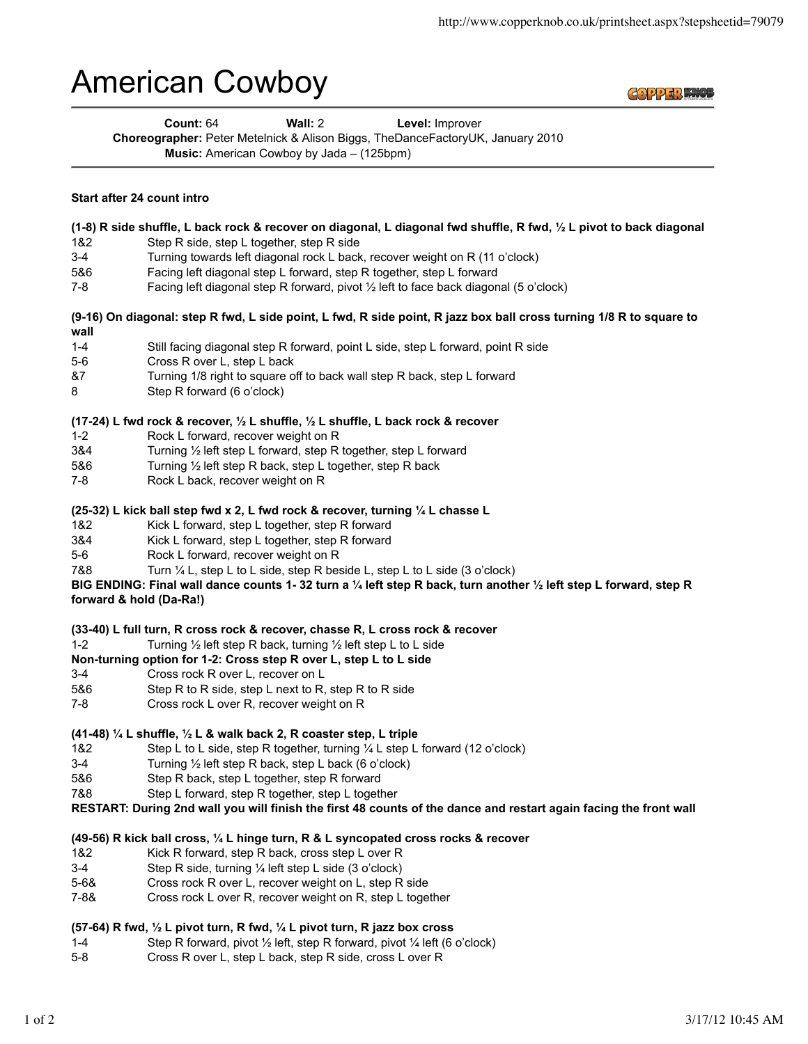# American Cowboy

**Count:** 64 **Wall:** 2 **Level:** Improver
**Choreographer:** Peter Metelnick & Alison Biggs, TheDanceFactoryUK, January 2010
**Music:** American Cowboy by Jada – (125bpm)

**Start after 24 count intro**

**(1-8) R side shuffle, L back rock & recover on diagonal, L diagonal fwd shuffle, R fwd, ½ L pivot to back diagonal**

| | |
|---|---|
| 1&2 | Step R side, step L together, step R side |
| 3-4 | Turning towards left diagonal rock L back, recover weight on R (11 o'clock) |
| 5&6 | Facing left diagonal step L forward, step R together, step L forward |
| 7-8 | Facing left diagonal step R forward, pivot ½ left to face back diagonal (5 o'clock) |

**(9-16) On diagonal: step R fwd, L side point, L fwd, R side point, R jazz box ball cross turning 1/8 R to square to wall**

| | |
|---|---|
| 1-4 | Still facing diagonal step R forward, point L side, step L forward, point R side |
| 5-6 | Cross R over L, step L back |
| &7 | Turning 1/8 right to square off to back wall step R back, step L forward |
| 8 | Step R forward (6 o'clock) |

**(17-24) L fwd rock & recover, ½ L shuffle, ½ L shuffle, L back rock & recover**

| | |
|---|---|
| 1-2 | Rock L forward, recover weight on R |
| 3&4 | Turning ½ left step L forward, step R together, step L forward |
| 5&6 | Turning ½ left step R back, step L together, step R back |
| 7-8 | Rock L back, recover weight on R |

**(25-32) L kick ball step fwd x 2, L fwd rock & recover, turning ¼ L chasse L**

| | |
|---|---|
| 1&2 | Kick L forward, step L together, step R forward |
| 3&4 | Kick L forward, step L together, step R forward |
| 5-6 | Rock L forward, recover weight on R |
| 7&8 | Turn ¼ L, step L to L side, step R beside L, step L to L side (3 o'clock) |

**BIG ENDING: Final wall dance counts 1- 32 turn a ¼ left step R back, turn another ½ left step L forward, step R forward & hold (Da-Ra!)**

**(33-40) L full turn, R cross rock & recover, chasse R, L cross rock & recover**

| | |
|---|---|
| 1-2 | Turning ½ left step R back, turning ½ left step L to L side |

**Non-turning option for 1-2: Cross step R over L, step L to L side**

| | |
|---|---|
| 3-4 | Cross rock R over L, recover on L |
| 5&6 | Step R to R side, step L next to R, step R to R side |
| 7-8 | Cross rock L over R, recover weight on R |

**(41-48) ¼ L shuffle, ½ L & walk back 2, R coaster step, L triple**

| | |
|---|---|
| 1&2 | Step L to L side, step R together, turning ¼ L step L forward (12 o'clock) |
| 3-4 | Turning ½ left step R back, step L back (6 o'clock) |
| 5&6 | Step R back, step L together, step R forward |
| 7&8 | Step L forward, step R together, step L together |

**RESTART: During 2nd wall you will finish the first 48 counts of the dance and restart again facing the front wall**

**(49-56) R kick ball cross, ¼ L hinge turn, R & L syncopated cross rocks & recover**

| | |
|---|---|
| 1&2 | Kick R forward, step R back, cross step L over R |
| 3-4 | Step R side, turning ¼ left step L side (3 o'clock) |
| 5-6& | Cross rock R over L, recover weight on L, step R side |
| 7-8& | Cross rock L over R, recover weight on R, step L together |

**(57-64) R fwd, ½ L pivot turn, R fwd, ¼ L pivot turn, R jazz box cross**

| | |
|---|---|
| 1-4 | Step R forward, pivot ½ left, step R forward, pivot ¼ left (6 o'clock) |
| 5-8 | Cross R over L, step L back, step R side, cross L over R |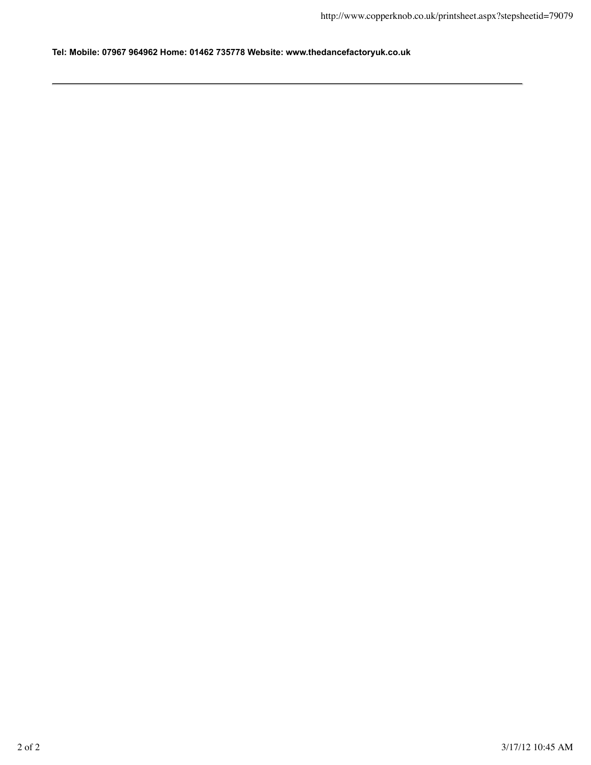**Tel: Mobile: 07967 964962 Home: 01462 735778 Website: www.thedancefactoryuk.co.uk**

---